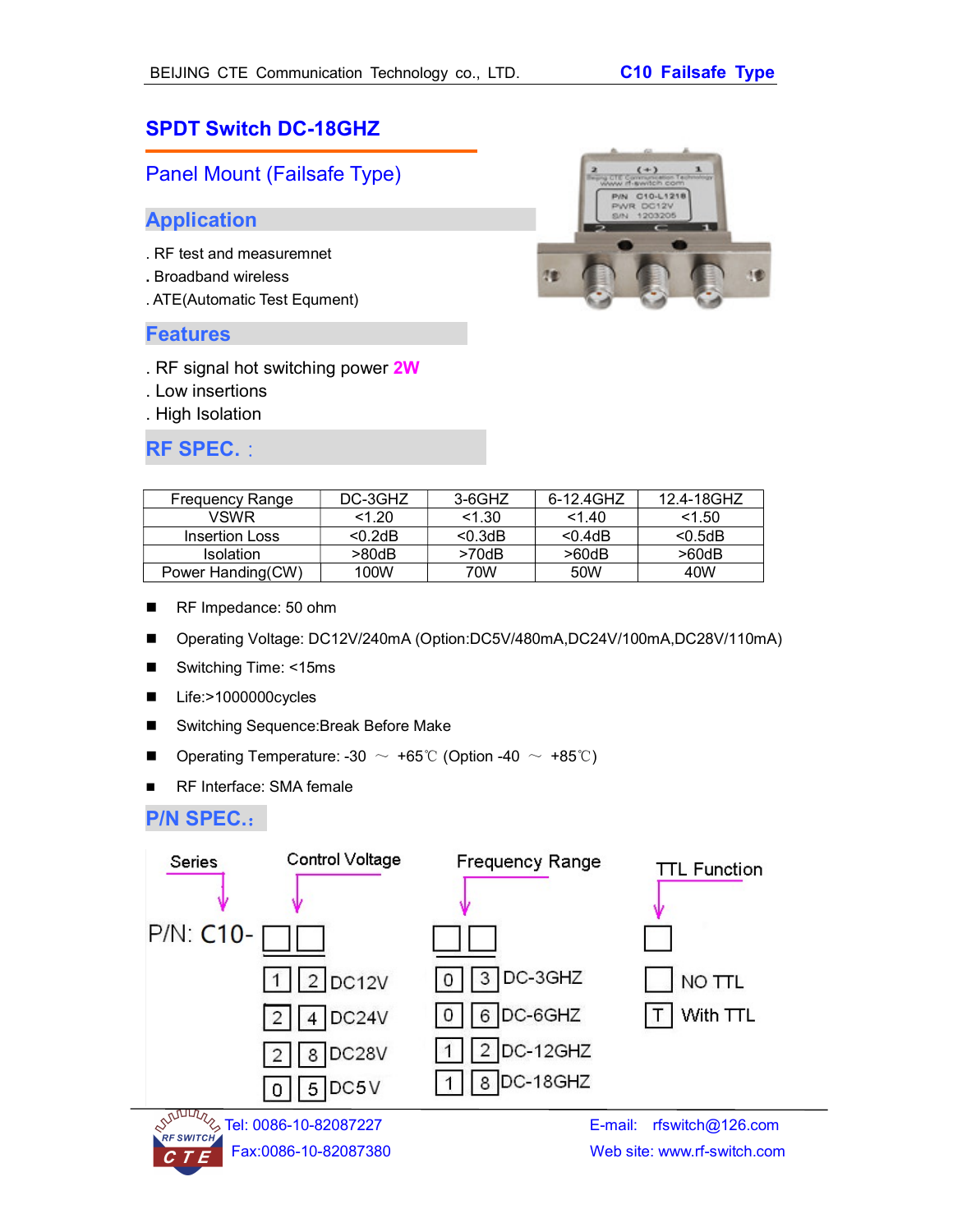# SPDT Switch DC-18GHZ

## Panel Mount (Failsafe Type)

## Application

. RF test and measuremnet
. Broadband wireless
. ATE(Automatic Test Equment)

## Features

. RF signal hot switching power **2W**
. Low insertions
. High Isolation

## RF SPEC. :

| Frequency Range | DC-3GHZ | 3-6GHZ | 6-12.4GHZ | 12.4-18GHZ |
|---|---|---|---|---|
| VSWR | <1.20 | <1.30 | <1.40 | <1.50 |
| Insertion Loss | <0.2dB | <0.3dB | <0.4dB | <0.5dB |
| Isolation | >80dB | >70dB | >60dB | >60dB |
| Power Handing(CW) | 100W | 70W | 50W | 40W |

- RF Impedance: 50 ohm
- Operating Voltage: DC12V/240mA (Option:DC5V/480mA,DC24V/100mA,DC28V/110mA)
- Switching Time: <15ms
- Life:>1000000cycles
- Switching Sequence:Break Before Make
- Operating Temperature: -30 ～ +65℃ (Option -40 ～ +85℃)
- RF Interface: SMA female

## P/N SPEC.:

P/N: C10- [ ][ ] [ ][ ] [ ]

| Series | Control Voltage | Frequency Range | TTL Function |
|---|---|---|---|
| C10- | 12: DC12V | 03: DC-3GHZ | (blank): NO TTL |
| | 24: DC24V | 06: DC-6GHZ | T: With TTL |
| | 28: DC28V | 12: DC-12GHZ | |
| | 05: DC5V | 18: DC-18GHZ | |

Tel: 0086-10-82087227
Fax:0086-10-82087380
E-mail: rfswitch@126.com
Web site: www.rf-switch.com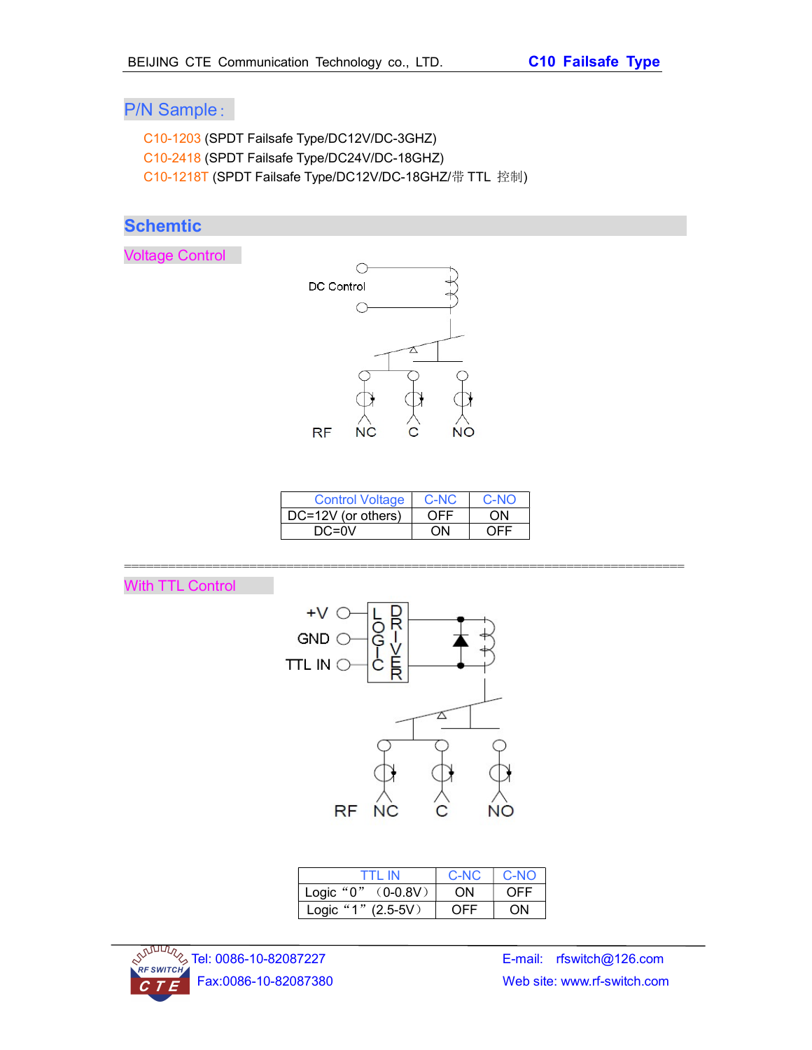## P/N Sample:

C10-1203 (SPDT Failsafe Type/DC12V/DC-3GHZ)
C10-2418 (SPDT Failsafe Type/DC24V/DC-18GHZ)
C10-1218T (SPDT Failsafe Type/DC12V/DC-18GHZ/带 TTL 控制)

## Schemtic

### Voltage Control

DC Control

RF NC C NO

| Control Voltage | C-NC | C-NO |
|---|---|---|
| DC=12V (or others) | OFF | ON |
| DC=0V | ON | OFF |

===========================================================================

### With TTL Control

+V
GND
TTL IN

LOGIC DRIVER

RF NC C NO

| TTL IN | C-NC | C-NO |
|---|---|---|
| Logic “0” （0-0.8V） | ON | OFF |
| Logic “1” (2.5-5V） | OFF | ON |

Tel: 0086-10-82087227
Fax:0086-10-82087380
E-mail: rfswitch@126.com
Web site: www.rf-switch.com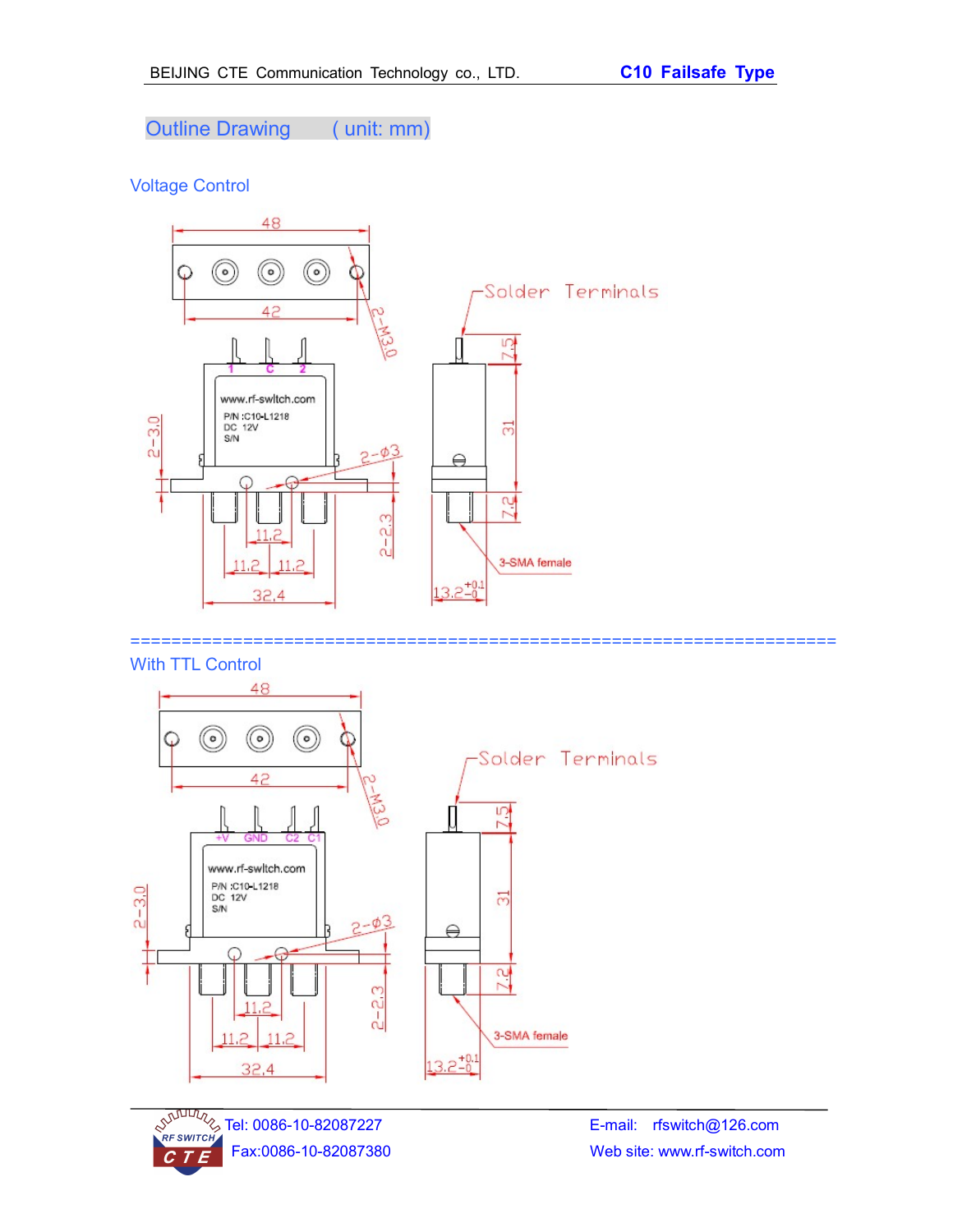## Outline Drawing ( unit: mm)

### Voltage Control

48

42

2-M3.0

Solder Terminals

1 C 2

www.rf-switch.com

P/N :C10-L1218

DC 12V

S/N

2-3.0

2-φ3

2-2.3

11.2

11.2 11.2

32.4

7.5

31

7.2

3-SMA female

$13.2^{+0.1}_{-0}$

=====================================================================

### With TTL Control

48

42

2-M3.0

Solder Terminals

+V GND C2 C1

www.rf-switch.com

P/N :C10-L1218

DC 12V

S/N

2-3.0

2-φ3

2-2.3

11.2

11.2 11.2

32.4

7.5

31

7.2

3-SMA female

$13.2^{+0.1}_{-0}$

Tel: 0086-10-82087227

Fax:0086-10-82087380

E-mail: rfswitch@126.com

Web site: www.rf-switch.com